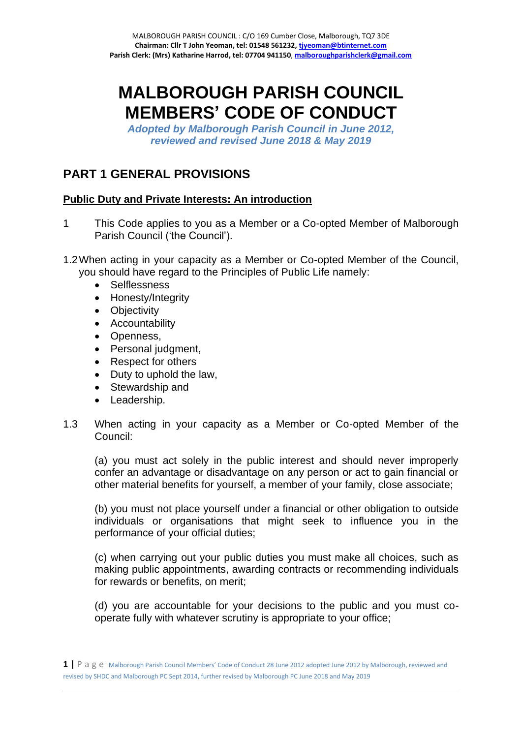# MALBOROUGH PARISH COUNCIL MEMBERS' CODE OF CONDUCT

***Adopted by Malborough Parish Council in June 2012, reviewed and revised June 2018 & May 2019***

## PART 1 GENERAL PROVISIONS

### Public Duty and Private Interests: An introduction

1 This Code applies to you as a Member or a Co-opted Member of Malborough Parish Council ('the Council').

1.2 When acting in your capacity as a Member or Co-opted Member of the Council, you should have regard to the Principles of Public Life namely:

- Selflessness
- Honesty/Integrity
- Objectivity
- Accountability
- Openness,
- Personal judgment,
- Respect for others
- Duty to uphold the law,
- Stewardship and
- Leadership.

1.3 When acting in your capacity as a Member or Co-opted Member of the Council:

(a) you must act solely in the public interest and should never improperly confer an advantage or disadvantage on any person or act to gain financial or other material benefits for yourself, a member of your family, close associate;

(b) you must not place yourself under a financial or other obligation to outside individuals or organisations that might seek to influence you in the performance of your official duties;

(c) when carrying out your public duties you must make all choices, such as making public appointments, awarding contracts or recommending individuals for rewards or benefits, on merit;

(d) you are accountable for your decisions to the public and you must co-operate fully with whatever scrutiny is appropriate to your office;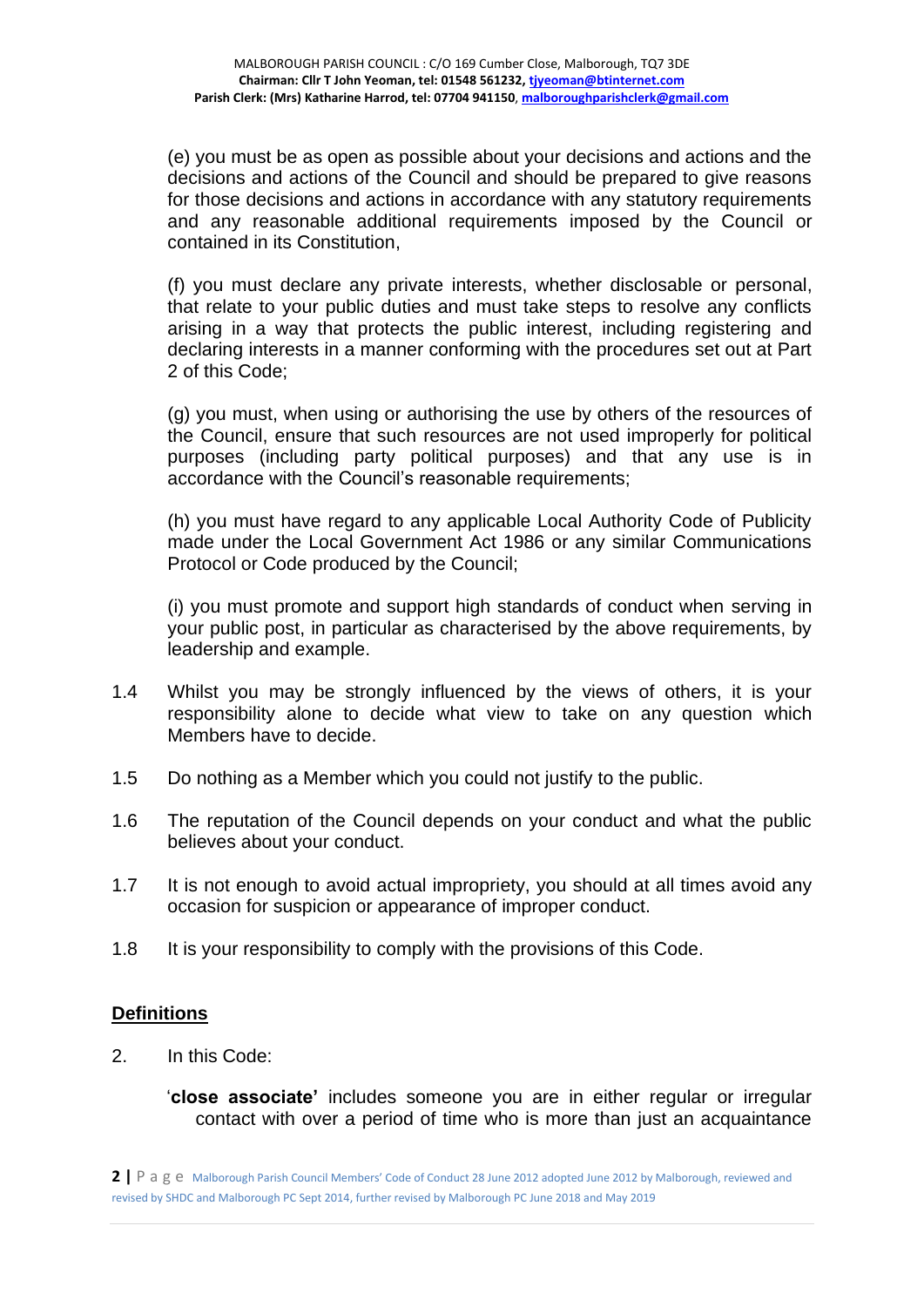(e) you must be as open as possible about your decisions and actions and the decisions and actions of the Council and should be prepared to give reasons for those decisions and actions in accordance with any statutory requirements and any reasonable additional requirements imposed by the Council or contained in its Constitution,

(f) you must declare any private interests, whether disclosable or personal, that relate to your public duties and must take steps to resolve any conflicts arising in a way that protects the public interest, including registering and declaring interests in a manner conforming with the procedures set out at Part 2 of this Code;

(g) you must, when using or authorising the use by others of the resources of the Council, ensure that such resources are not used improperly for political purposes (including party political purposes) and that any use is in accordance with the Council's reasonable requirements;

(h) you must have regard to any applicable Local Authority Code of Publicity made under the Local Government Act 1986 or any similar Communications Protocol or Code produced by the Council;

(i) you must promote and support high standards of conduct when serving in your public post, in particular as characterised by the above requirements, by leadership and example.

1.4 Whilst you may be strongly influenced by the views of others, it is your responsibility alone to decide what view to take on any question which Members have to decide.

1.5 Do nothing as a Member which you could not justify to the public.

1.6 The reputation of the Council depends on your conduct and what the public believes about your conduct.

1.7 It is not enough to avoid actual impropriety, you should at all times avoid any occasion for suspicion or appearance of improper conduct.

1.8 It is your responsibility to comply with the provisions of this Code.

## Definitions

2. In this Code:

'**close associate'** includes someone you are in either regular or irregular contact with over a period of time who is more than just an acquaintance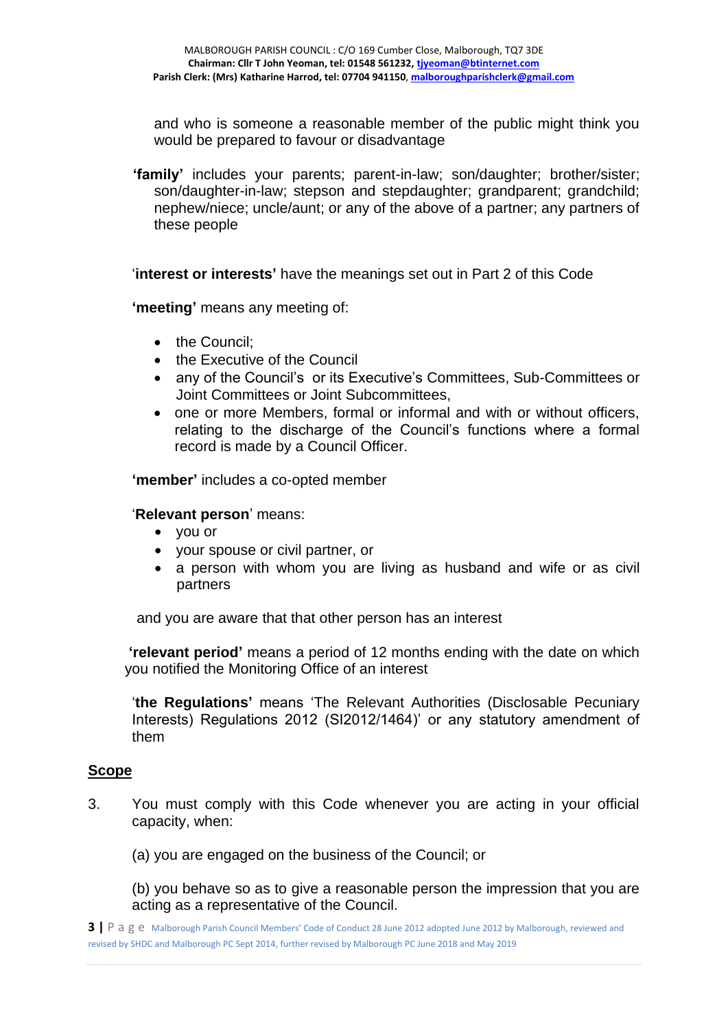and who is someone a reasonable member of the public might think you would be prepared to favour or disadvantage

**'family'** includes your parents; parent-in-law; son/daughter; brother/sister; son/daughter-in-law; stepson and stepdaughter; grandparent; grandchild; nephew/niece; uncle/aunt; or any of the above of a partner; any partners of these people

'**interest or interests'** have the meanings set out in Part 2 of this Code

**'meeting'** means any meeting of:

- the Council;
- the Executive of the Council
- any of the Council's or its Executive's Committees, Sub-Committees or Joint Committees or Joint Subcommittees,
- one or more Members, formal or informal and with or without officers, relating to the discharge of the Council's functions where a formal record is made by a Council Officer.

**'member'** includes a co-opted member

'**Relevant person**' means:

- you or
- your spouse or civil partner, or
- a person with whom you are living as husband and wife or as civil partners

and you are aware that that other person has an interest

**'relevant period'** means a period of 12 months ending with the date on which you notified the Monitoring Office of an interest

'**the Regulations'** means 'The Relevant Authorities (Disclosable Pecuniary Interests) Regulations 2012 (SI2012/1464)' or any statutory amendment of them

## Scope

3. You must comply with this Code whenever you are acting in your official capacity, when:

   (a) you are engaged on the business of the Council; or

   (b) you behave so as to give a reasonable person the impression that you are acting as a representative of the Council.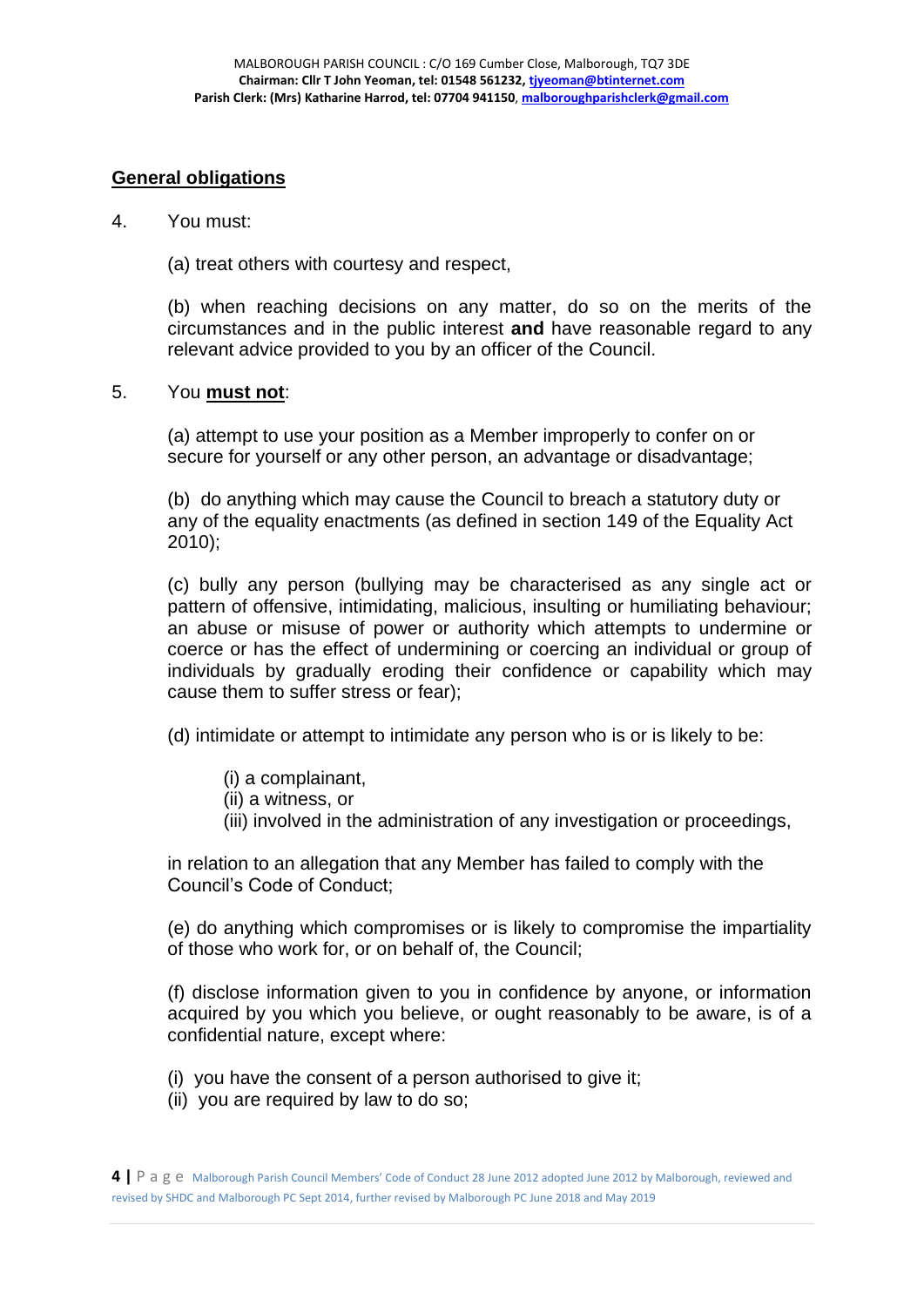## General obligations

4. You must:

   (a) treat others with courtesy and respect,

   (b) when reaching decisions on any matter, do so on the merits of the circumstances and in the public interest **and** have reasonable regard to any relevant advice provided to you by an officer of the Council.

5. You **must not**:

   (a) attempt to use your position as a Member improperly to confer on or secure for yourself or any other person, an advantage or disadvantage;

   (b) do anything which may cause the Council to breach a statutory duty or any of the equality enactments (as defined in section 149 of the Equality Act 2010);

   (c) bully any person (bullying may be characterised as any single act or pattern of offensive, intimidating, malicious, insulting or humiliating behaviour; an abuse or misuse of power or authority which attempts to undermine or coerce or has the effect of undermining or coercing an individual or group of individuals by gradually eroding their confidence or capability which may cause them to suffer stress or fear);

   (d) intimidate or attempt to intimidate any person who is or is likely to be:

      (i) a complainant,
      (ii) a witness, or
      (iii) involved in the administration of any investigation or proceedings,

   in relation to an allegation that any Member has failed to comply with the Council's Code of Conduct;

   (e) do anything which compromises or is likely to compromise the impartiality of those who work for, or on behalf of, the Council;

   (f) disclose information given to you in confidence by anyone, or information acquired by you which you believe, or ought reasonably to be aware, is of a confidential nature, except where:

   (i) you have the consent of a person authorised to give it;
   (ii) you are required by law to do so;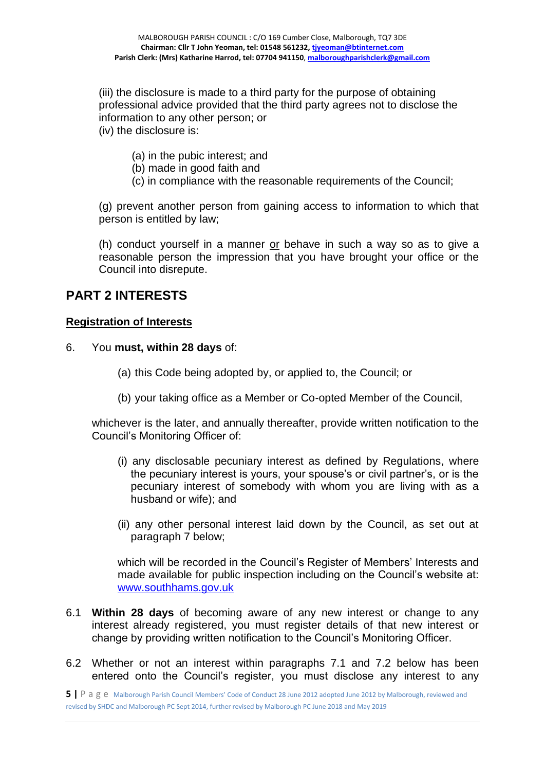(iii) the disclosure is made to a third party for the purpose of obtaining professional advice provided that the third party agrees not to disclose the information to any other person; or

(iv) the disclosure is:

(a) in the pubic interest; and
(b) made in good faith and
(c) in compliance with the reasonable requirements of the Council;

(g) prevent another person from gaining access to information to which that person is entitled by law;

(h) conduct yourself in a manner or behave in such a way so as to give a reasonable person the impression that you have brought your office or the Council into disrepute.

## PART 2 INTERESTS

### Registration of Interests

6. You **must, within 28 days** of:

   (a) this Code being adopted by, or applied to, the Council; or

   (b) your taking office as a Member or Co-opted Member of the Council,

   whichever is the later, and annually thereafter, provide written notification to the Council's Monitoring Officer of:

   (i) any disclosable pecuniary interest as defined by Regulations, where the pecuniary interest is yours, your spouse's or civil partner's, or is the pecuniary interest of somebody with whom you are living with as a husband or wife); and

   (ii) any other personal interest laid down by the Council, as set out at paragraph 7 below;

   which will be recorded in the Council's Register of Members' Interests and made available for public inspection including on the Council's website at: www.southhams.gov.uk

6.1 **Within 28 days** of becoming aware of any new interest or change to any interest already registered, you must register details of that new interest or change by providing written notification to the Council's Monitoring Officer.

6.2 Whether or not an interest within paragraphs 7.1 and 7.2 below has been entered onto the Council's register, you must disclose any interest to any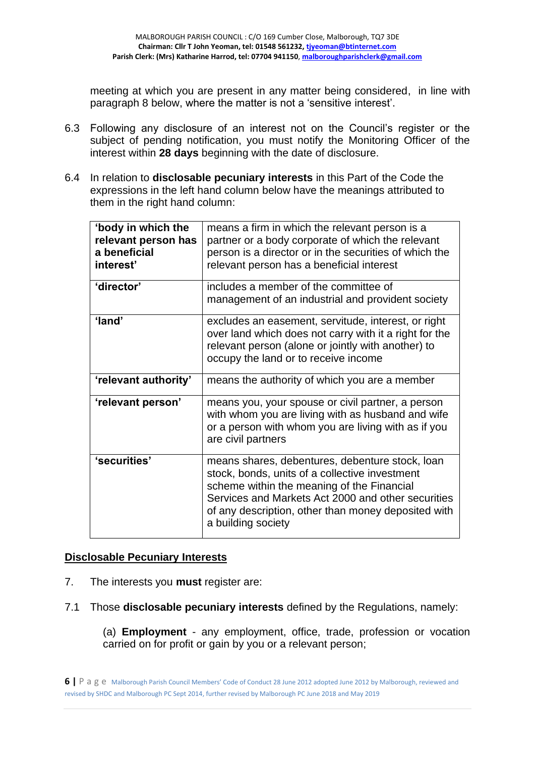meeting at which you are present in any matter being considered, in line with paragraph 8 below, where the matter is not a 'sensitive interest'.

6.3 Following any disclosure of an interest not on the Council's register or the subject of pending notification, you must notify the Monitoring Officer of the interest within **28 days** beginning with the date of disclosure.

6.4 In relation to **disclosable pecuniary interests** in this Part of the Code the expressions in the left hand column below have the meanings attributed to them in the right hand column:

| | |
|---|---|
| **'body in which the relevant person has a beneficial interest'** | means a firm in which the relevant person is a partner or a body corporate of which the relevant person is a director or in the securities of which the relevant person has a beneficial interest |
| **'director'** | includes a member of the committee of management of an industrial and provident society |
| **'land'** | excludes an easement, servitude, interest, or right over land which does not carry with it a right for the relevant person (alone or jointly with another) to occupy the land or to receive income |
| **'relevant authority'** | means the authority of which you are a member |
| **'relevant person'** | means you, your spouse or civil partner, a person with whom you are living with as husband and wife or a person with whom you are living with as if you are civil partners |
| **'securities'** | means shares, debentures, debenture stock, loan stock, bonds, units of a collective investment scheme within the meaning of the Financial Services and Markets Act 2000 and other securities of any description, other than money deposited with a building society |

## Disclosable Pecuniary Interests

7. The interests you **must** register are:

7.1 Those **disclosable pecuniary interests** defined by the Regulations, namely:

(a) **Employment** - any employment, office, trade, profession or vocation carried on for profit or gain by you or a relevant person;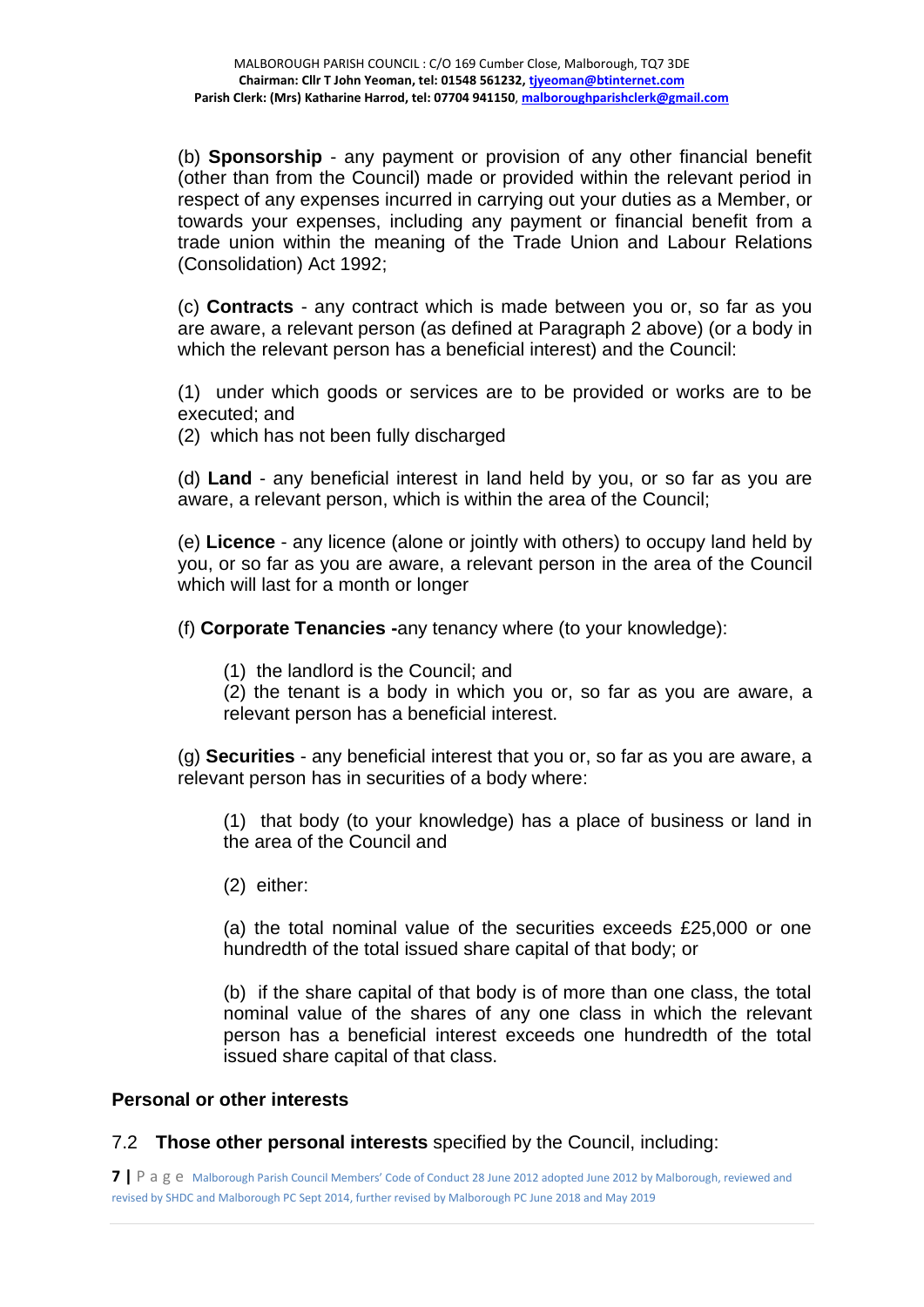(b) **Sponsorship** - any payment or provision of any other financial benefit (other than from the Council) made or provided within the relevant period in respect of any expenses incurred in carrying out your duties as a Member, or towards your expenses, including any payment or financial benefit from a trade union within the meaning of the Trade Union and Labour Relations (Consolidation) Act 1992;

(c) **Contracts** - any contract which is made between you or, so far as you are aware, a relevant person (as defined at Paragraph 2 above) (or a body in which the relevant person has a beneficial interest) and the Council:

(1) under which goods or services are to be provided or works are to be executed; and
(2) which has not been fully discharged

(d) **Land** - any beneficial interest in land held by you, or so far as you are aware, a relevant person, which is within the area of the Council;

(e) **Licence** - any licence (alone or jointly with others) to occupy land held by you, or so far as you are aware, a relevant person in the area of the Council which will last for a month or longer

(f) **Corporate Tenancies -**any tenancy where (to your knowledge):

> (1) the landlord is the Council; and
> (2) the tenant is a body in which you or, so far as you are aware, a relevant person has a beneficial interest.

(g) **Securities** - any beneficial interest that you or, so far as you are aware, a relevant person has in securities of a body where:

> (1) that body (to your knowledge) has a place of business or land in the area of the Council and
>
> (2) either:
>
> (a) the total nominal value of the securities exceeds £25,000 or one hundredth of the total issued share capital of that body; or
>
> (b) if the share capital of that body is of more than one class, the total nominal value of the shares of any one class in which the relevant person has a beneficial interest exceeds one hundredth of the total issued share capital of that class.

**Personal or other interests**

7.2 **Those other personal interests** specified by the Council, including: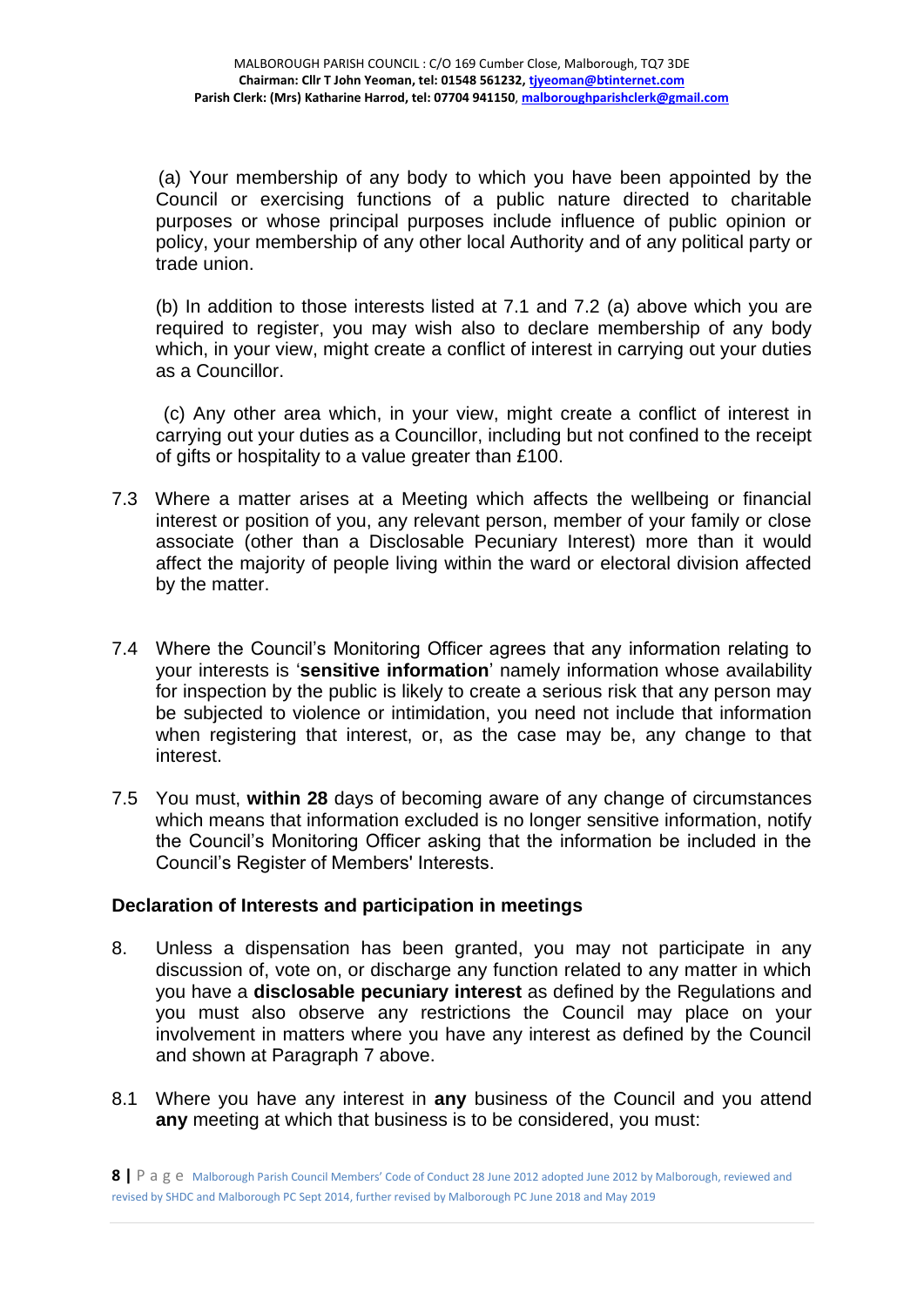(a) Your membership of any body to which you have been appointed by the Council or exercising functions of a public nature directed to charitable purposes or whose principal purposes include influence of public opinion or policy, your membership of any other local Authority and of any political party or trade union.

(b) In addition to those interests listed at 7.1 and 7.2 (a) above which you are required to register, you may wish also to declare membership of any body which, in your view, might create a conflict of interest in carrying out your duties as a Councillor.

(c) Any other area which, in your view, might create a conflict of interest in carrying out your duties as a Councillor, including but not confined to the receipt of gifts or hospitality to a value greater than £100.

7.3 Where a matter arises at a Meeting which affects the wellbeing or financial interest or position of you, any relevant person, member of your family or close associate (other than a Disclosable Pecuniary Interest) more than it would affect the majority of people living within the ward or electoral division affected by the matter.

7.4 Where the Council's Monitoring Officer agrees that any information relating to your interests is '**sensitive information**' namely information whose availability for inspection by the public is likely to create a serious risk that any person may be subjected to violence or intimidation, you need not include that information when registering that interest, or, as the case may be, any change to that interest.

7.5 You must, **within 28** days of becoming aware of any change of circumstances which means that information excluded is no longer sensitive information, notify the Council's Monitoring Officer asking that the information be included in the Council's Register of Members' Interests.

**Declaration of Interests and participation in meetings**

8. Unless a dispensation has been granted, you may not participate in any discussion of, vote on, or discharge any function related to any matter in which you have a **disclosable pecuniary interest** as defined by the Regulations and you must also observe any restrictions the Council may place on your involvement in matters where you have any interest as defined by the Council and shown at Paragraph 7 above.

8.1 Where you have any interest in **any** business of the Council and you attend **any** meeting at which that business is to be considered, you must: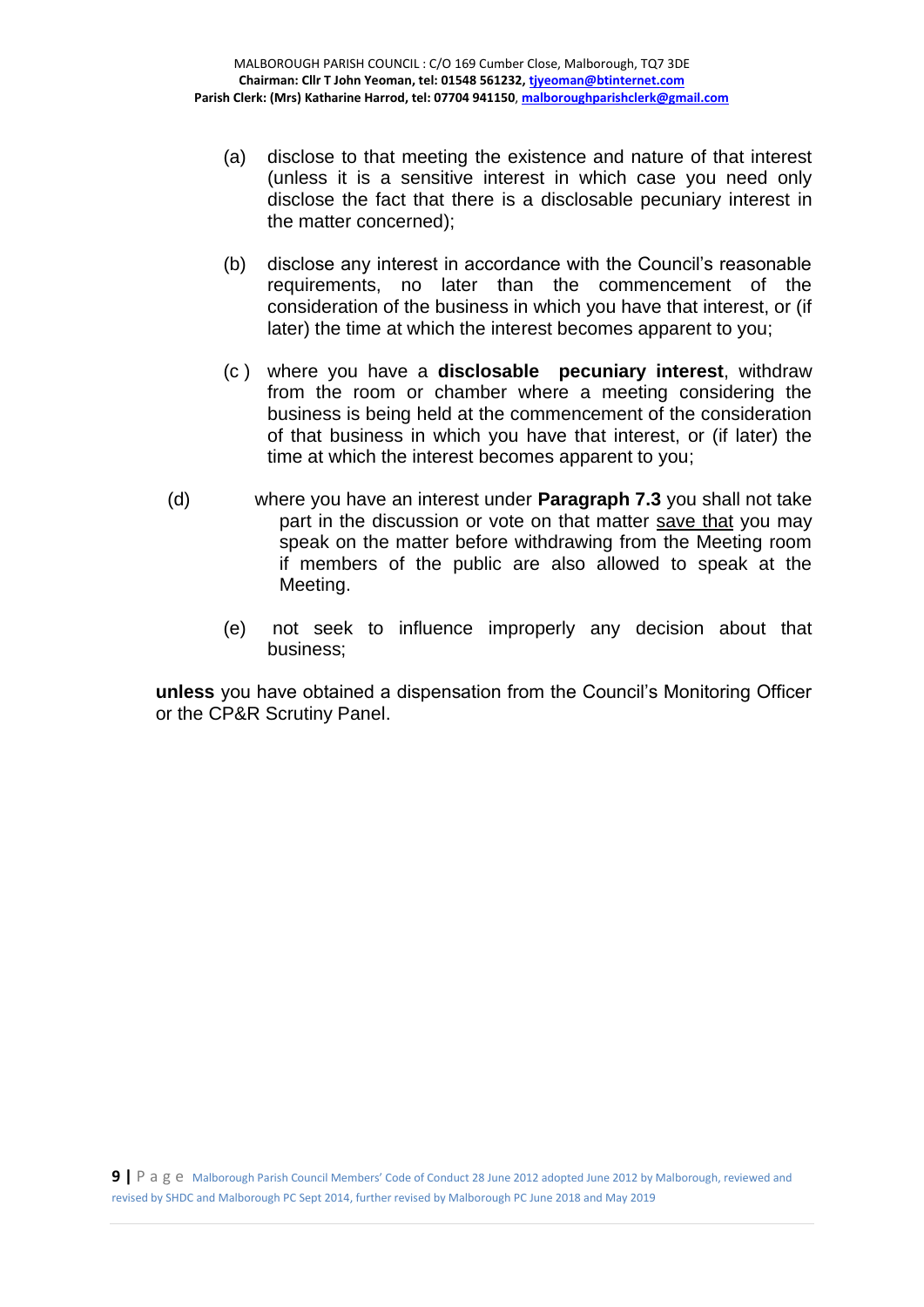(a) disclose to that meeting the existence and nature of that interest (unless it is a sensitive interest in which case you need only disclose the fact that there is a disclosable pecuniary interest in the matter concerned);

(b) disclose any interest in accordance with the Council's reasonable requirements, no later than the commencement of the consideration of the business in which you have that interest, or (if later) the time at which the interest becomes apparent to you;

(c ) where you have a **disclosable pecuniary interest**, withdraw from the room or chamber where a meeting considering the business is being held at the commencement of the consideration of that business in which you have that interest, or (if later) the time at which the interest becomes apparent to you;

(d) where you have an interest under **Paragraph 7.3** you shall not take part in the discussion or vote on that matter save that you may speak on the matter before withdrawing from the Meeting room if members of the public are also allowed to speak at the Meeting.

(e) not seek to influence improperly any decision about that business;

**unless** you have obtained a dispensation from the Council's Monitoring Officer or the CP&R Scrutiny Panel.